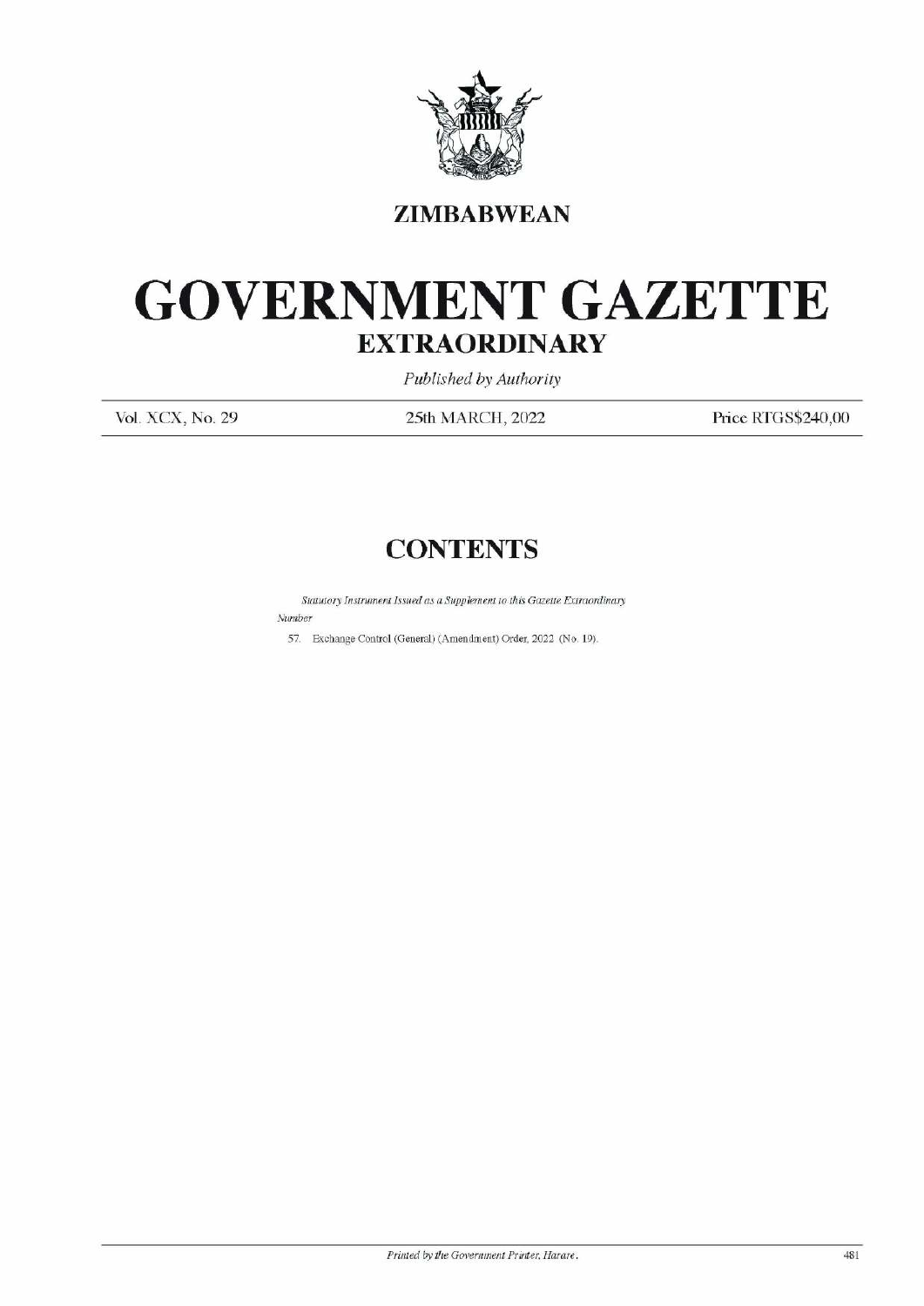ZIMBABWEAN

# GOVERNMENT GAZETTE

## EXTRAORDINARY

*Published by Authority*

Vol. XCX, No. 29 — 25th MARCH, 2022 — Price RTGS$240,00

## CONTENTS

*Statutory Instrument Issued as a Supplement to this Gazette Extraordinary*

*Number*

57. Exchange Control (General) (Amendment) Order, 2022 (No. 19).

*Printed by the Government Printer, Harare.*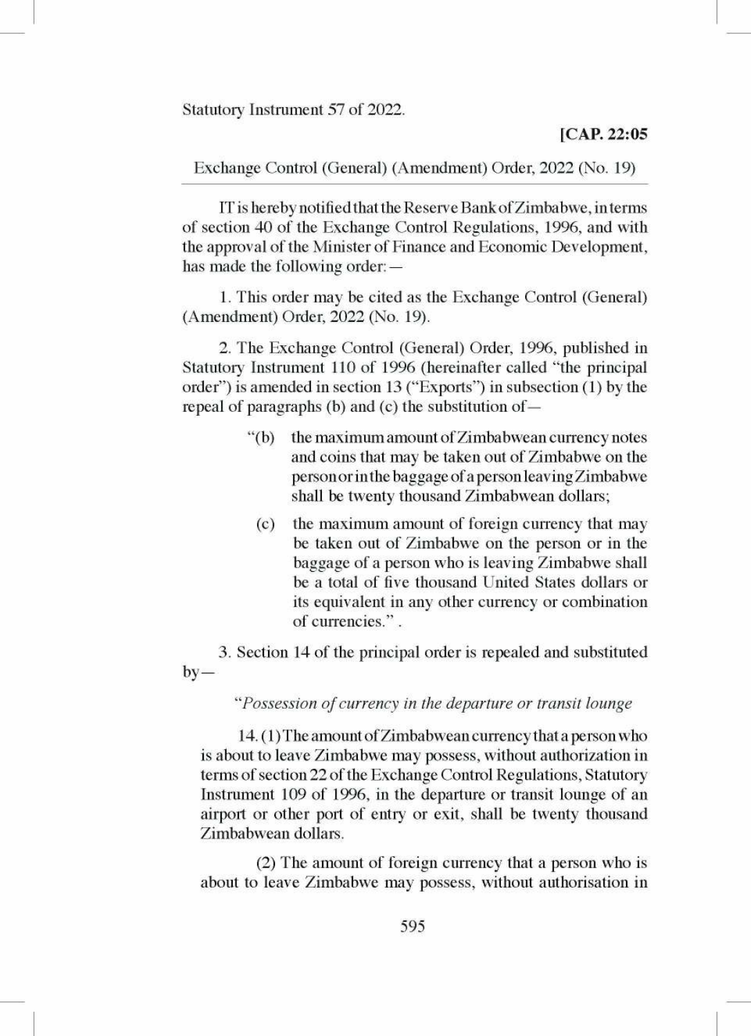Statutory Instrument 57 of 2022.

**[CAP. 22:05**

Exchange Control (General) (Amendment) Order, 2022 (No. 19)

IT is hereby notified that the Reserve Bank of Zimbabwe, in terms of section 40 of the Exchange Control Regulations, 1996, and with the approval of the Minister of Finance and Economic Development, has made the following order:—

1. This order may be cited as the Exchange Control (General) (Amendment) Order, 2022 (No. 19).

2. The Exchange Control (General) Order, 1996, published in Statutory Instrument 110 of 1996 (hereinafter called "the principal order") is amended in section 13 ("Exports") in subsection (1) by the repeal of paragraphs (b) and (c) the substitution of—

> "(b) the maximum amount of Zimbabwean currency notes and coins that may be taken out of Zimbabwe on the person or in the baggage of a person leaving Zimbabwe shall be twenty thousand Zimbabwean dollars;
>
> (c) the maximum amount of foreign currency that may be taken out of Zimbabwe on the person or in the baggage of a person who is leaving Zimbabwe shall be a total of five thousand United States dollars or its equivalent in any other currency or combination of currencies." .

3. Section 14 of the principal order is repealed and substituted by—

> "*Possession of currency in the departure or transit lounge*
>
> 14. (1) The amount of Zimbabwean currency that a person who is about to leave Zimbabwe may possess, without authorization in terms of section 22 of the Exchange Control Regulations, Statutory Instrument 109 of 1996, in the departure or transit lounge of an airport or other port of entry or exit, shall be twenty thousand Zimbabwean dollars.
>
> (2) The amount of foreign currency that a person who is about to leave Zimbabwe may possess, without authorisation in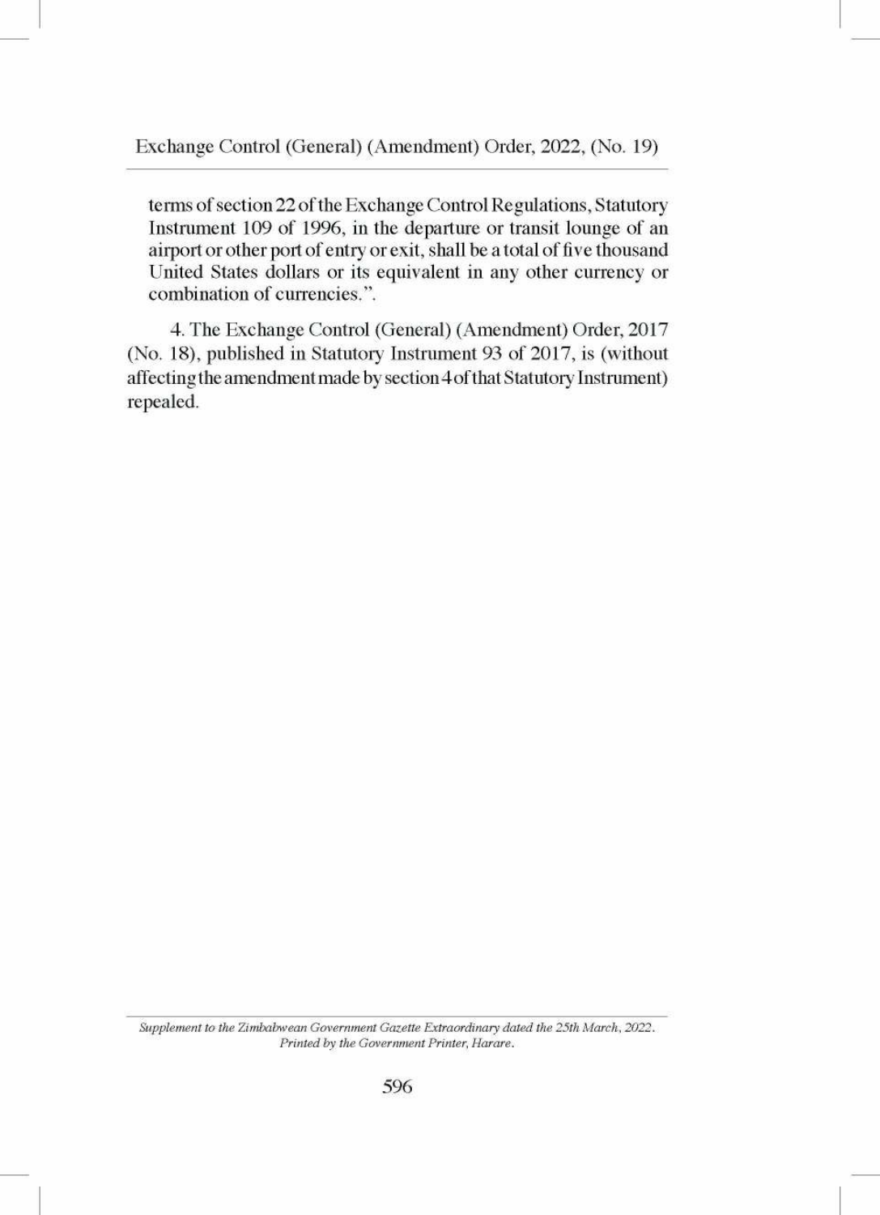terms of section 22 of the Exchange Control Regulations, Statutory Instrument 109 of 1996, in the departure or transit lounge of an airport or other port of entry or exit, shall be a total of five thousand United States dollars or its equivalent in any other currency or combination of currencies.".

4. The Exchange Control (General) (Amendment) Order, 2017 (No. 18), published in Statutory Instrument 93 of 2017, is (without affecting the amendment made by section 4 of that Statutory Instrument) repealed.

*Supplement to the Zimbabwean Government Gazette Extraordinary dated the 25th March, 2022. Printed by the Government Printer, Harare.*